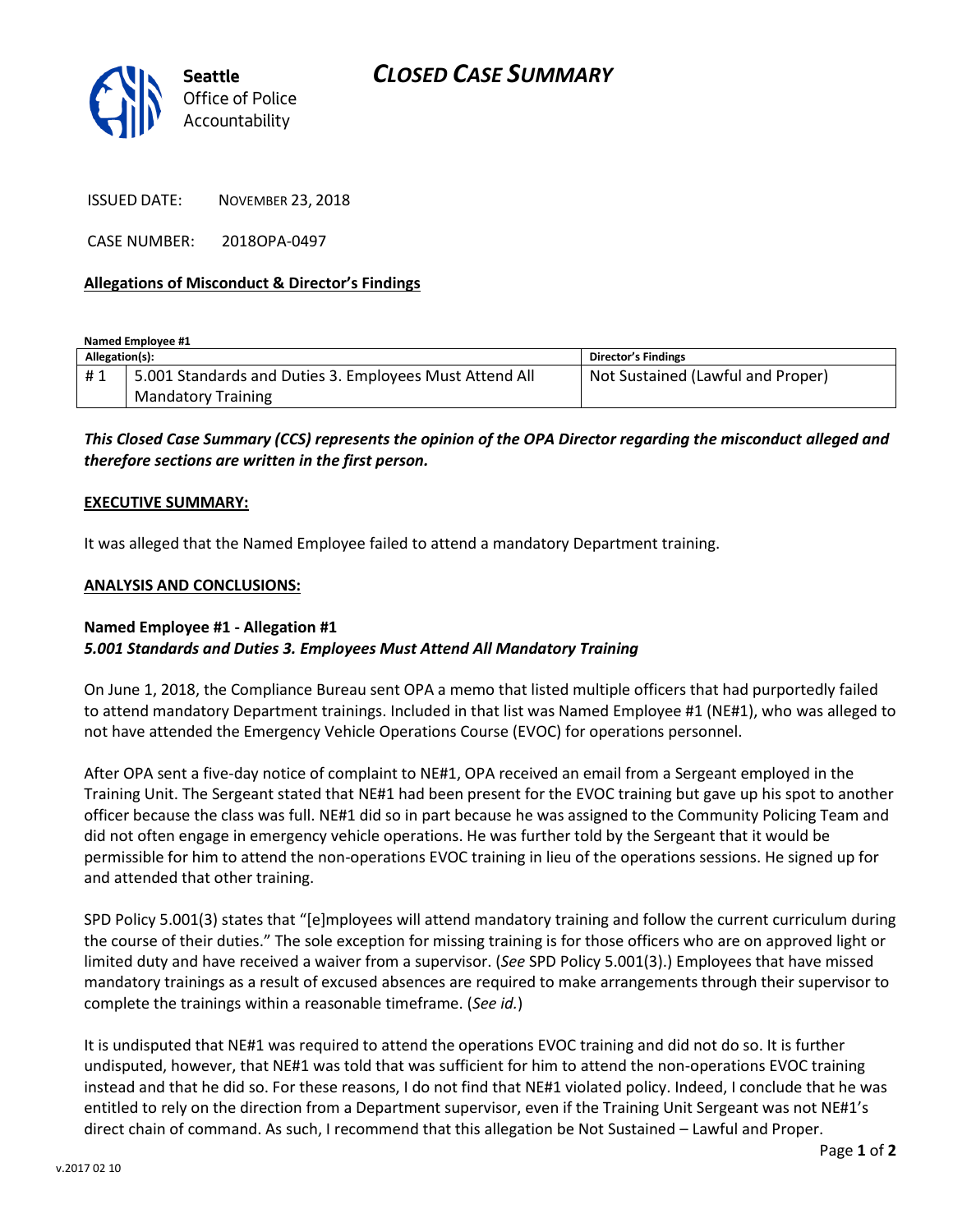# CLOSED CASE SUMMARY

Seattle Office of Police Accountability

ISSUED DATE: NOVEMBER 23, 2018

CASE NUMBER: 2018OPA-0497

**Allegations of Misconduct & Director's Findings**

**Named Employee #1**

| Allegation(s): | | Director's Findings |
|---|---|---|
| # 1 | 5.001 Standards and Duties 3. Employees Must Attend All Mandatory Training | Not Sustained (Lawful and Proper) |

***This Closed Case Summary (CCS) represents the opinion of the OPA Director regarding the misconduct alleged and therefore sections are written in the first person.***

**EXECUTIVE SUMMARY:**

It was alleged that the Named Employee failed to attend a mandatory Department training.

**ANALYSIS AND CONCLUSIONS:**

**Named Employee #1 - Allegation #1**
***5.001 Standards and Duties 3. Employees Must Attend All Mandatory Training***

On June 1, 2018, the Compliance Bureau sent OPA a memo that listed multiple officers that had purportedly failed to attend mandatory Department trainings. Included in that list was Named Employee #1 (NE#1), who was alleged to not have attended the Emergency Vehicle Operations Course (EVOC) for operations personnel.

After OPA sent a five-day notice of complaint to NE#1, OPA received an email from a Sergeant employed in the Training Unit. The Sergeant stated that NE#1 had been present for the EVOC training but gave up his spot to another officer because the class was full. NE#1 did so in part because he was assigned to the Community Policing Team and did not often engage in emergency vehicle operations. He was further told by the Sergeant that it would be permissible for him to attend the non-operations EVOC training in lieu of the operations sessions. He signed up for and attended that other training.

SPD Policy 5.001(3) states that "[e]mployees will attend mandatory training and follow the current curriculum during the course of their duties." The sole exception for missing training is for those officers who are on approved light or limited duty and have received a waiver from a supervisor. (*See* SPD Policy 5.001(3).) Employees that have missed mandatory trainings as a result of excused absences are required to make arrangements through their supervisor to complete the trainings within a reasonable timeframe. (*See id.*)

It is undisputed that NE#1 was required to attend the operations EVOC training and did not do so. It is further undisputed, however, that NE#1 was told that was sufficient for him to attend the non-operations EVOC training instead and that he did so. For these reasons, I do not find that NE#1 violated policy. Indeed, I conclude that he was entitled to rely on the direction from a Department supervisor, even if the Training Unit Sergeant was not NE#1's direct chain of command. As such, I recommend that this allegation be Not Sustained – Lawful and Proper.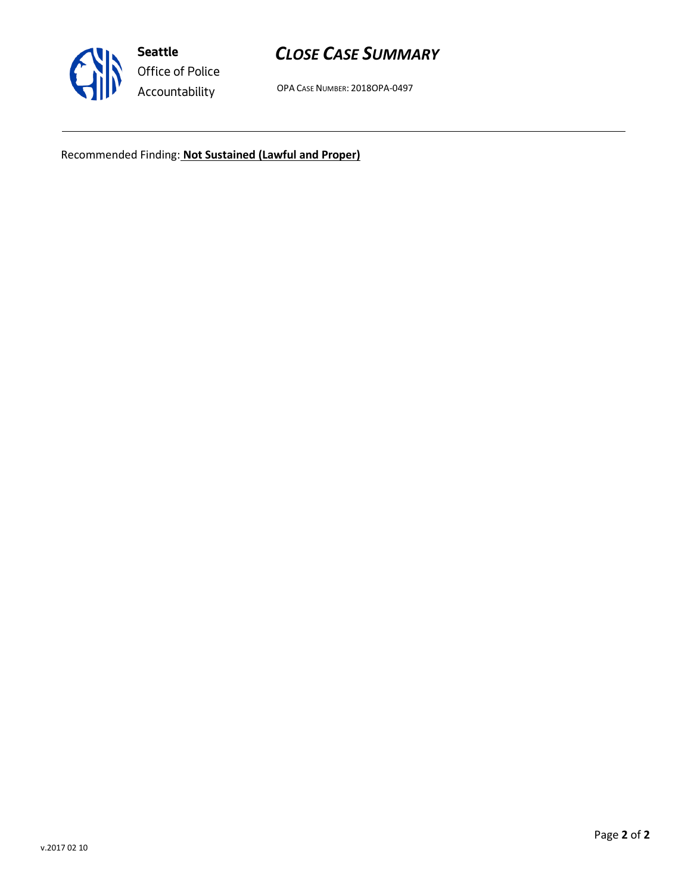Recommended Finding: **Not Sustained (Lawful and Proper)**